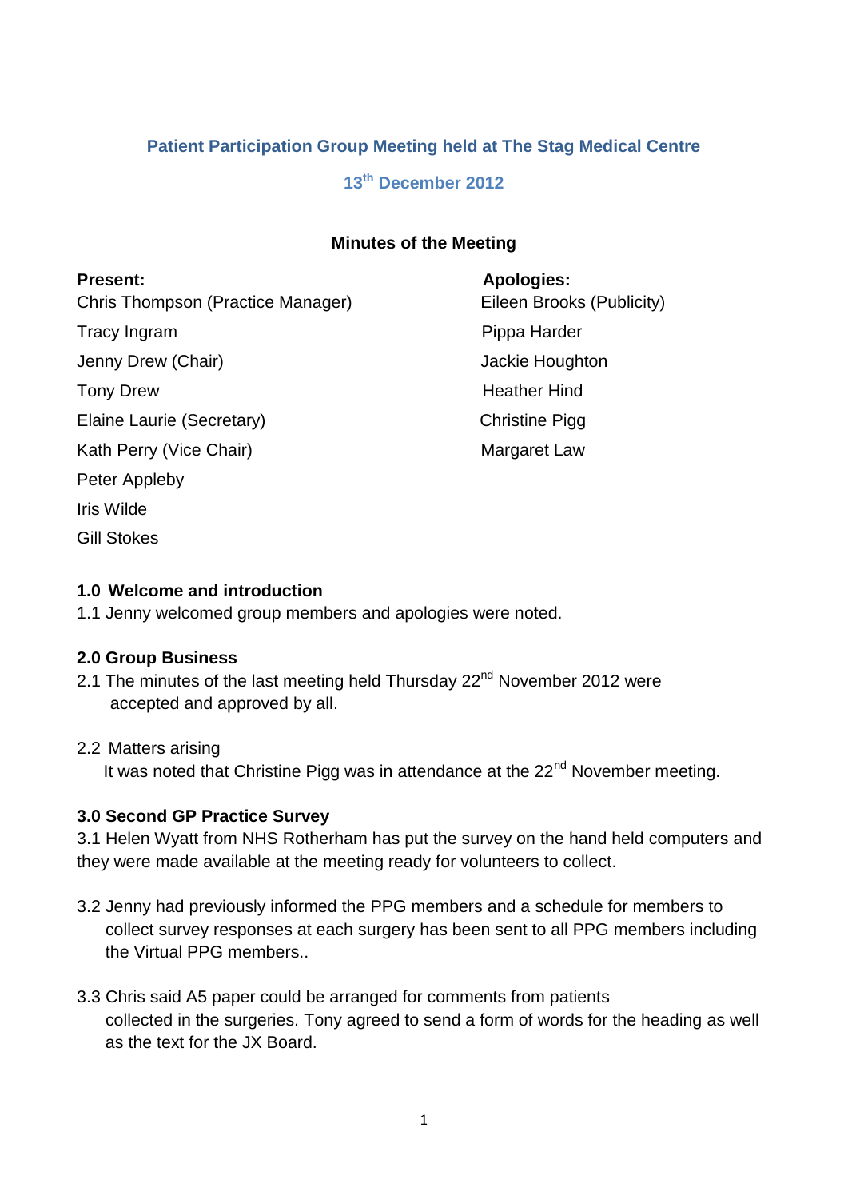# Patient Participation Group Meeting held at The Stag Medical Centre

## 13th December 2012

### Minutes of the Meeting

| **Present:** | **Apologies:** |
|---|---|
| Chris Thompson (Practice Manager) | Eileen Brooks (Publicity) |
| Tracy Ingram | Pippa Harder |
| Jenny Drew (Chair) | Jackie Houghton |
| Tony Drew | Heather Hind |
| Elaine Laurie (Secretary) | Christine Pigg |
| Kath Perry (Vice Chair) | Margaret Law |
| Peter Appleby | |
| Iris Wilde | |
| Gill Stokes | |

**1.0 Welcome and introduction**

1.1 Jenny welcomed group members and apologies were noted.

**2.0 Group Business**

2.1 The minutes of the last meeting held Thursday 22nd November 2012 were accepted and approved by all.

2.2 Matters arising
It was noted that Christine Pigg was in attendance at the 22nd November meeting.

**3.0 Second GP Practice Survey**

3.1 Helen Wyatt from NHS Rotherham has put the survey on the hand held computers and they were made available at the meeting ready for volunteers to collect.

3.2 Jenny had previously informed the PPG members and a schedule for members to collect survey responses at each surgery has been sent to all PPG members including the Virtual PPG members..

3.3 Chris said A5 paper could be arranged for comments from patients collected in the surgeries. Tony agreed to send a form of words for the heading as well as the text for the JX Board.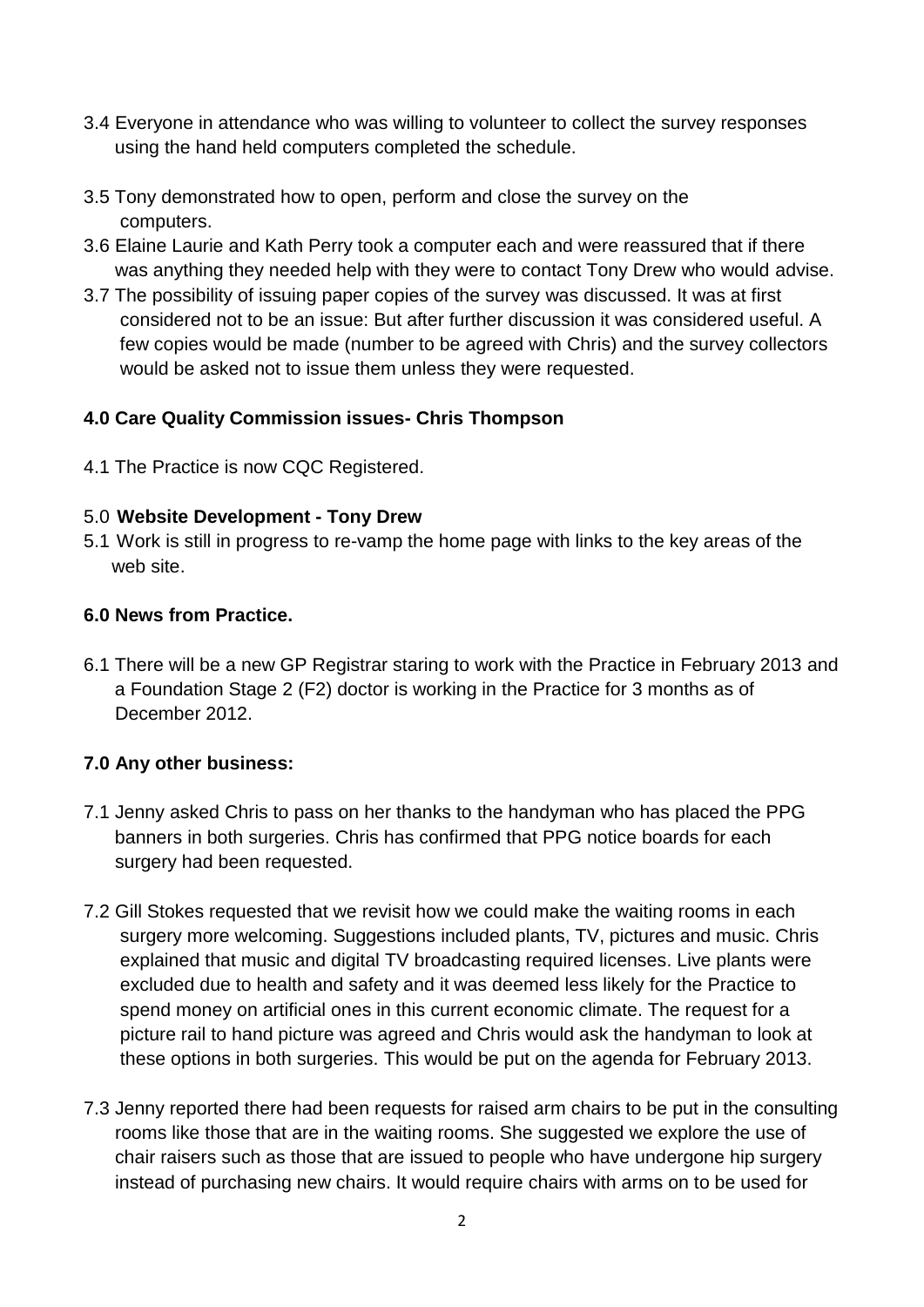3.4 Everyone in attendance who was willing to volunteer to collect the survey responses using the hand held computers completed the schedule.

3.5 Tony demonstrated how to open, perform and close the survey on the computers.

3.6 Elaine Laurie and Kath Perry took a computer each and were reassured that if there was anything they needed help with they were to contact Tony Drew who would advise.

3.7 The possibility of issuing paper copies of the survey was discussed. It was at first considered not to be an issue: But after further discussion it was considered useful. A few copies would be made (number to be agreed with Chris) and the survey collectors would be asked not to issue them unless they were requested.

**4.0 Care Quality Commission issues- Chris Thompson**

4.1 The Practice is now CQC Registered.

5.0 **Website Development - Tony Drew**

5.1 Work is still in progress to re-vamp the home page with links to the key areas of the web site.

**6.0 News from Practice.**

6.1 There will be a new GP Registrar staring to work with the Practice in February 2013 and a Foundation Stage 2 (F2) doctor is working in the Practice for 3 months as of December 2012.

**7.0 Any other business:**

7.1 Jenny asked Chris to pass on her thanks to the handyman who has placed the PPG banners in both surgeries. Chris has confirmed that PPG notice boards for each surgery had been requested.

7.2 Gill Stokes requested that we revisit how we could make the waiting rooms in each surgery more welcoming. Suggestions included plants, TV, pictures and music. Chris explained that music and digital TV broadcasting required licenses. Live plants were excluded due to health and safety and it was deemed less likely for the Practice to spend money on artificial ones in this current economic climate. The request for a picture rail to hand picture was agreed and Chris would ask the handyman to look at these options in both surgeries. This would be put on the agenda for February 2013.

7.3 Jenny reported there had been requests for raised arm chairs to be put in the consulting rooms like those that are in the waiting rooms. She suggested we explore the use of chair raisers such as those that are issued to people who have undergone hip surgery instead of purchasing new chairs. It would require chairs with arms on to be used for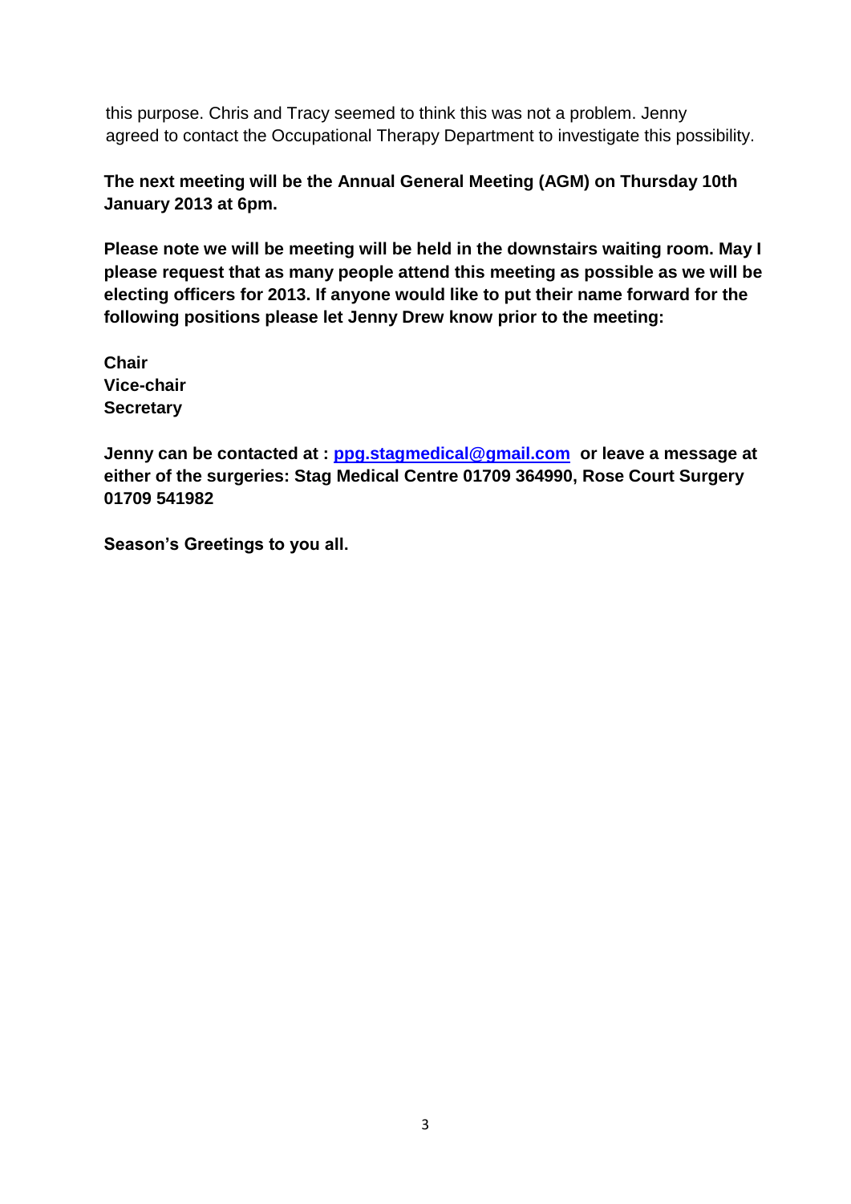this purpose. Chris and Tracy seemed to think this was not a problem. Jenny agreed to contact the Occupational Therapy Department to investigate this possibility.

**The next meeting will be the Annual General Meeting (AGM) on Thursday 10th January 2013 at 6pm.**

**Please note we will be meeting will be held in the downstairs waiting room. May I please request that as many people attend this meeting as possible as we will be electing officers for 2013. If anyone would like to put their name forward for the following positions please let Jenny Drew know prior to the meeting:**

**Chair**
**Vice-chair**
**Secretary**

**Jenny can be contacted at : [ppg.stagmedical@gmail.com](mailto:ppg.stagmedical@gmail.com) or leave a message at either of the surgeries: Stag Medical Centre 01709 364990, Rose Court Surgery 01709 541982**

**Season's Greetings to you all.**